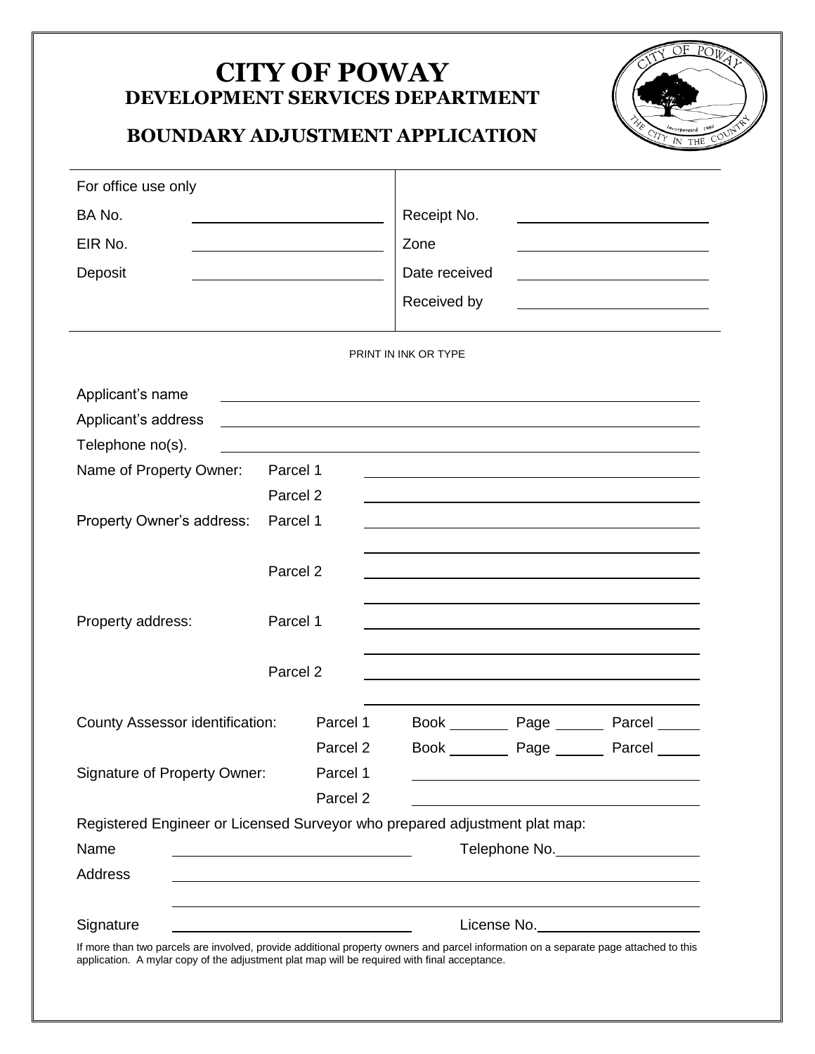# CITY OF POWAY
## DEVELOPMENT SERVICES DEPARTMENT

## BOUNDARY ADJUSTMENT APPLICATION

| For office use only | | | |
|---|---|---|---|
| BA No. | ______ | Receipt No. | ______ |
| EIR No. | ______ | Zone | ______ |
| Deposit | ______ | Date received | ______ |
| | | Received by | ______ |

PRINT IN INK OR TYPE

Applicant's name ______

Applicant's address ______

Telephone no(s). ______

Name of Property Owner: Parcel 1 ______

Parcel 2 ______

Property Owner's address: Parcel 1 ______

______

Parcel 2 ______

______

Property address: Parcel 1 ______

______

Parcel 2 ______

______

County Assessor identification: Parcel 1 Book ______ Page ______ Parcel ______

Parcel 2 Book ______ Page ______ Parcel ______

Signature of Property Owner: Parcel 1 ______

Parcel 2 ______

Registered Engineer or Licensed Surveyor who prepared adjustment plat map:

Name ______ Telephone No. ______

Address ______

______

Signature ______ License No. ______

If more than two parcels are involved, provide additional property owners and parcel information on a separate page attached to this application. A mylar copy of the adjustment plat map will be required with final acceptance.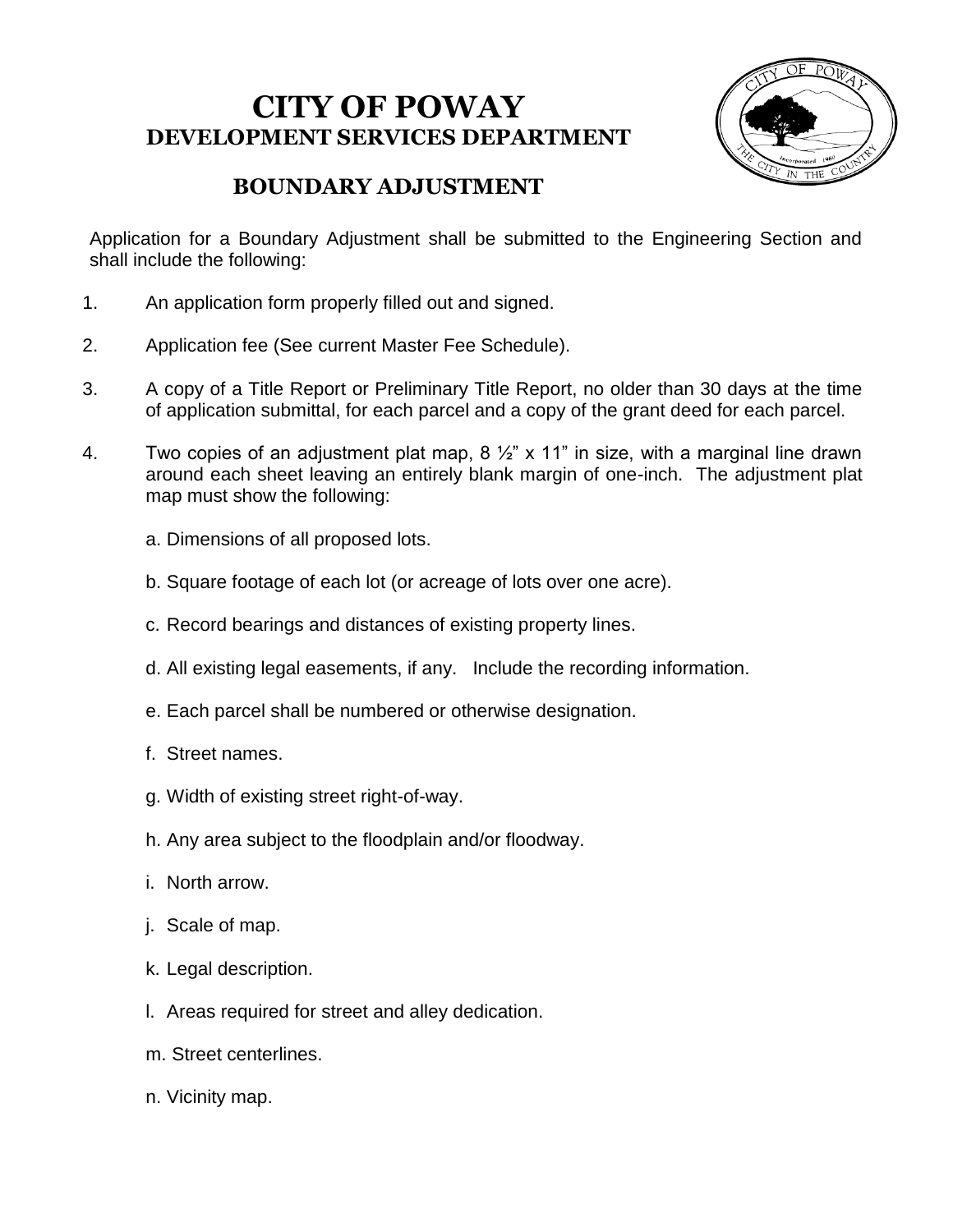# CITY OF POWAY

## DEVELOPMENT SERVICES DEPARTMENT

### BOUNDARY ADJUSTMENT

Application for a Boundary Adjustment shall be submitted to the Engineering Section and shall include the following:

1. An application form properly filled out and signed.

2. Application fee (See current Master Fee Schedule).

3. A copy of a Title Report or Preliminary Title Report, no older than 30 days at the time of application submittal, for each parcel and a copy of the grant deed for each parcel.

4. Two copies of an adjustment plat map, 8 ½" x 11" in size, with a marginal line drawn around each sheet leaving an entirely blank margin of one-inch. The adjustment plat map must show the following:

   a. Dimensions of all proposed lots.

   b. Square footage of each lot (or acreage of lots over one acre).

   c. Record bearings and distances of existing property lines.

   d. All existing legal easements, if any. Include the recording information.

   e. Each parcel shall be numbered or otherwise designation.

   f. Street names.

   g. Width of existing street right-of-way.

   h. Any area subject to the floodplain and/or floodway.

   i. North arrow.

   j. Scale of map.

   k. Legal description.

   l. Areas required for street and alley dedication.

   m. Street centerlines.

   n. Vicinity map.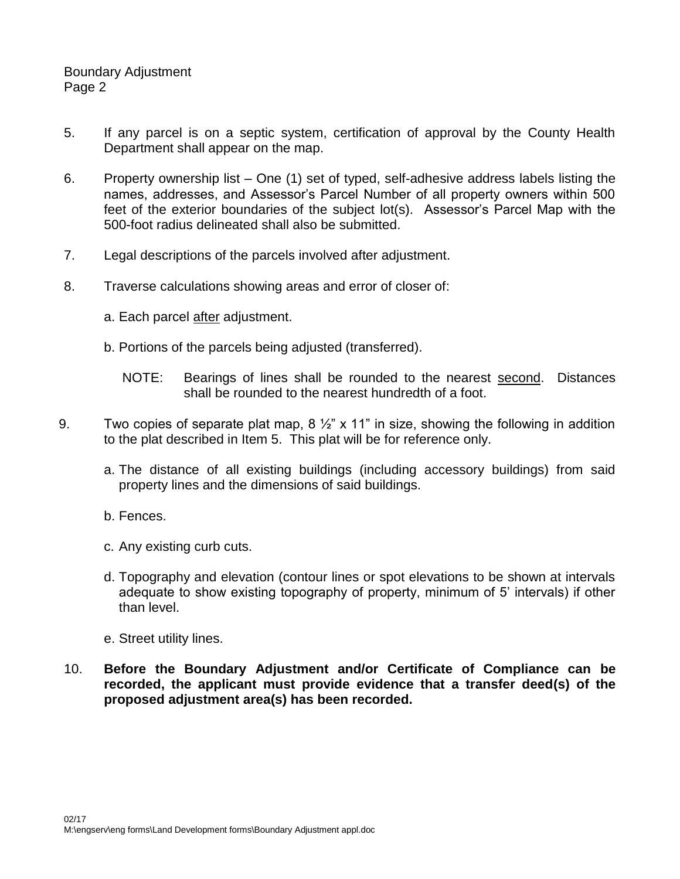5. If any parcel is on a septic system, certification of approval by the County Health Department shall appear on the map.

6. Property ownership list – One (1) set of typed, self-adhesive address labels listing the names, addresses, and Assessor's Parcel Number of all property owners within 500 feet of the exterior boundaries of the subject lot(s). Assessor's Parcel Map with the 500-foot radius delineated shall also be submitted.

7. Legal descriptions of the parcels involved after adjustment.

8. Traverse calculations showing areas and error of closer of:

   a. Each parcel <u>after</u> adjustment.

   b. Portions of the parcels being adjusted (transferred).

   NOTE: Bearings of lines shall be rounded to the nearest <u>second</u>. Distances shall be rounded to the nearest hundredth of a foot.

9. Two copies of separate plat map, 8 ½" x 11" in size, showing the following in addition to the plat described in Item 5. This plat will be for reference only.

   a. The distance of all existing buildings (including accessory buildings) from said property lines and the dimensions of said buildings.

   b. Fences.

   c. Any existing curb cuts.

   d. Topography and elevation (contour lines or spot elevations to be shown at intervals adequate to show existing topography of property, minimum of 5' intervals) if other than level.

   e. Street utility lines.

10. **Before the Boundary Adjustment and/or Certificate of Compliance can be recorded, the applicant must provide evidence that a transfer deed(s) of the proposed adjustment area(s) has been recorded.**

02/17
M:\engserv\eng forms\Land Development forms\Boundary Adjustment appl.doc